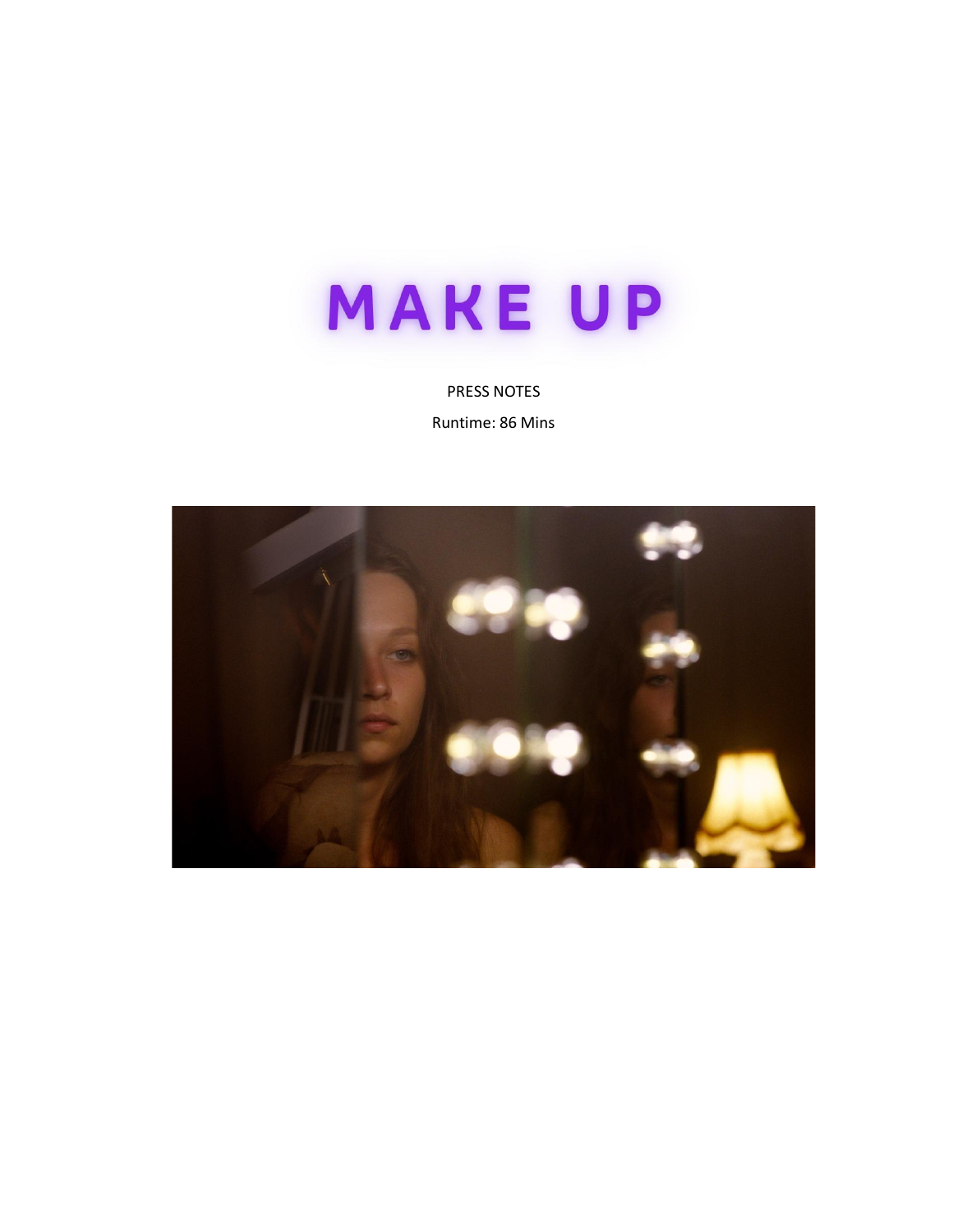# MAKE UP

PRESS NOTES

Runtime: 86 Mins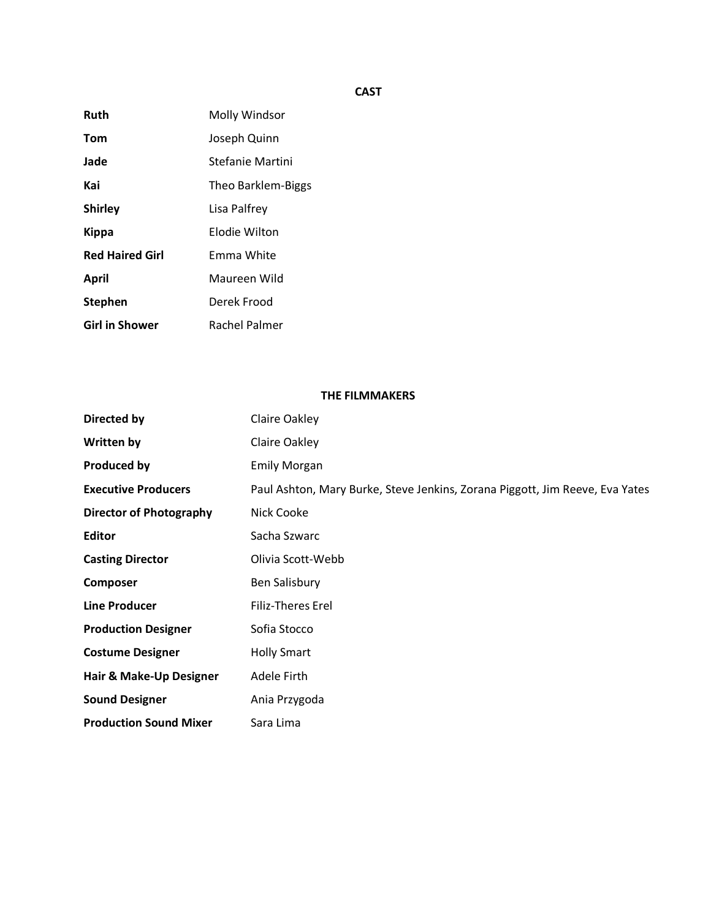## CAST

| | |
|---|---|
| **Ruth** | Molly Windsor |
| **Tom** | Joseph Quinn |
| **Jade** | Stefanie Martini |
| **Kai** | Theo Barklem-Biggs |
| **Shirley** | Lisa Palfrey |
| **Kippa** | Elodie Wilton |
| **Red Haired Girl** | Emma White |
| **April** | Maureen Wild |
| **Stephen** | Derek Frood |
| **Girl in Shower** | Rachel Palmer |

## THE FILMMAKERS

| | |
|---|---|
| **Directed by** | Claire Oakley |
| **Written by** | Claire Oakley |
| **Produced by** | Emily Morgan |
| **Executive Producers** | Paul Ashton, Mary Burke, Steve Jenkins, Zorana Piggott, Jim Reeve, Eva Yates |
| **Director of Photography** | Nick Cooke |
| **Editor** | Sacha Szwarc |
| **Casting Director** | Olivia Scott-Webb |
| **Composer** | Ben Salisbury |
| **Line Producer** | Filiz-Theres Erel |
| **Production Designer** | Sofia Stocco |
| **Costume Designer** | Holly Smart |
| **Hair & Make-Up Designer** | Adele Firth |
| **Sound Designer** | Ania Przygoda |
| **Production Sound Mixer** | Sara Lima |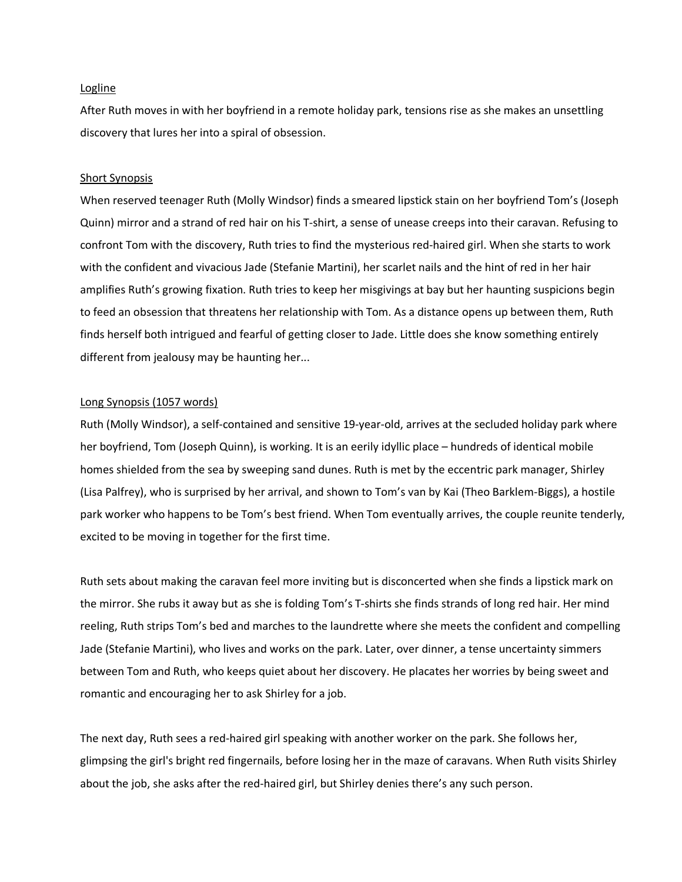## Logline

After Ruth moves in with her boyfriend in a remote holiday park, tensions rise as she makes an unsettling discovery that lures her into a spiral of obsession.

## Short Synopsis

When reserved teenager Ruth (Molly Windsor) finds a smeared lipstick stain on her boyfriend Tom's (Joseph Quinn) mirror and a strand of red hair on his T-shirt, a sense of unease creeps into their caravan. Refusing to confront Tom with the discovery, Ruth tries to find the mysterious red-haired girl. When she starts to work with the confident and vivacious Jade (Stefanie Martini), her scarlet nails and the hint of red in her hair amplifies Ruth's growing fixation. Ruth tries to keep her misgivings at bay but her haunting suspicions begin to feed an obsession that threatens her relationship with Tom. As a distance opens up between them, Ruth finds herself both intrigued and fearful of getting closer to Jade. Little does she know something entirely different from jealousy may be haunting her...

## Long Synopsis (1057 words)

Ruth (Molly Windsor), a self-contained and sensitive 19-year-old, arrives at the secluded holiday park where her boyfriend, Tom (Joseph Quinn), is working. It is an eerily idyllic place – hundreds of identical mobile homes shielded from the sea by sweeping sand dunes. Ruth is met by the eccentric park manager, Shirley (Lisa Palfrey), who is surprised by her arrival, and shown to Tom's van by Kai (Theo Barklem-Biggs), a hostile park worker who happens to be Tom's best friend. When Tom eventually arrives, the couple reunite tenderly, excited to be moving in together for the first time.

Ruth sets about making the caravan feel more inviting but is disconcerted when she finds a lipstick mark on the mirror. She rubs it away but as she is folding Tom's T-shirts she finds strands of long red hair. Her mind reeling, Ruth strips Tom's bed and marches to the laundrette where she meets the confident and compelling Jade (Stefanie Martini), who lives and works on the park. Later, over dinner, a tense uncertainty simmers between Tom and Ruth, who keeps quiet about her discovery. He placates her worries by being sweet and romantic and encouraging her to ask Shirley for a job.

The next day, Ruth sees a red-haired girl speaking with another worker on the park. She follows her, glimpsing the girl's bright red fingernails, before losing her in the maze of caravans. When Ruth visits Shirley about the job, she asks after the red-haired girl, but Shirley denies there's any such person.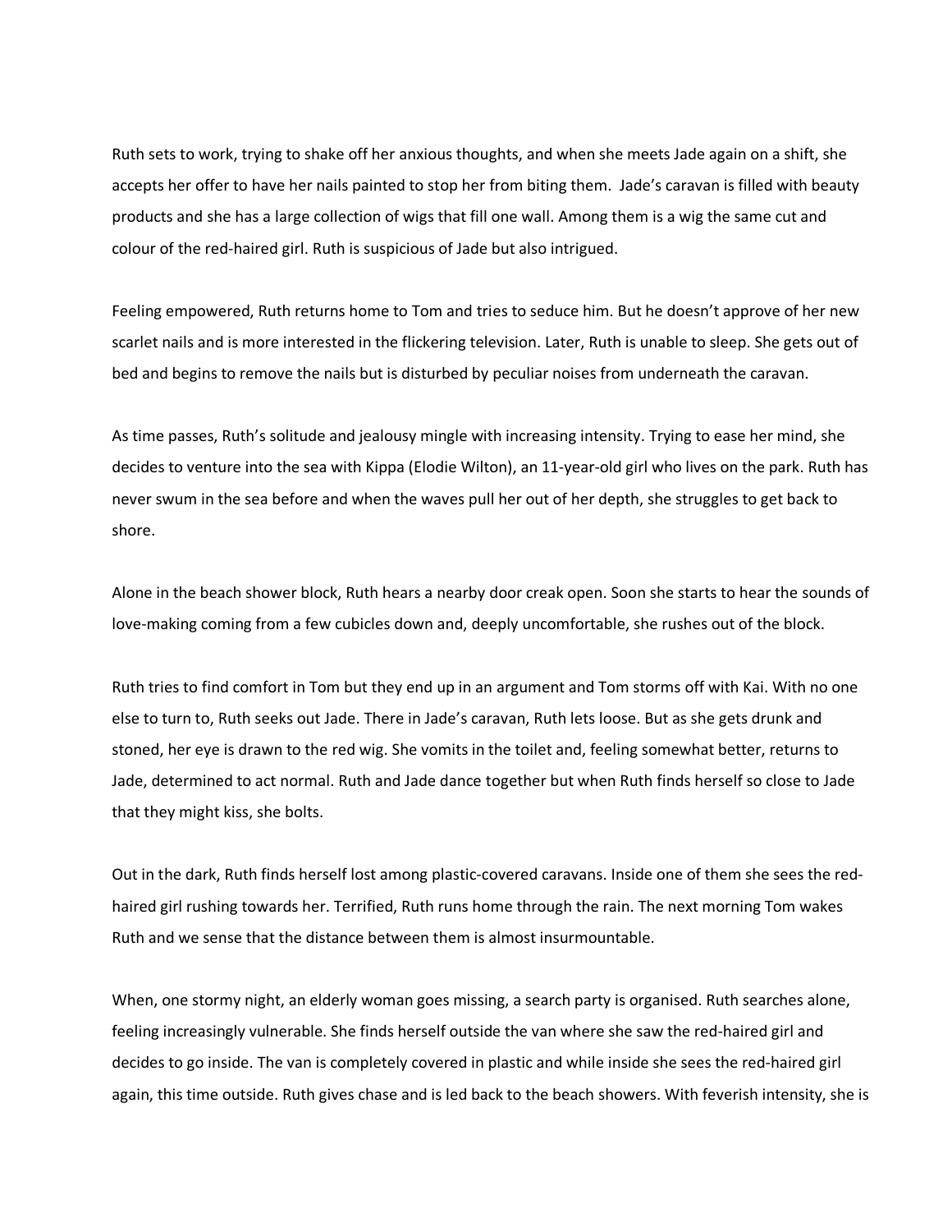Ruth sets to work, trying to shake off her anxious thoughts, and when she meets Jade again on a shift, she accepts her offer to have her nails painted to stop her from biting them. Jade's caravan is filled with beauty products and she has a large collection of wigs that fill one wall. Among them is a wig the same cut and colour of the red-haired girl. Ruth is suspicious of Jade but also intrigued.

Feeling empowered, Ruth returns home to Tom and tries to seduce him. But he doesn't approve of her new scarlet nails and is more interested in the flickering television. Later, Ruth is unable to sleep. She gets out of bed and begins to remove the nails but is disturbed by peculiar noises from underneath the caravan.

As time passes, Ruth's solitude and jealousy mingle with increasing intensity. Trying to ease her mind, she decides to venture into the sea with Kippa (Elodie Wilton), an 11-year-old girl who lives on the park. Ruth has never swum in the sea before and when the waves pull her out of her depth, she struggles to get back to shore.

Alone in the beach shower block, Ruth hears a nearby door creak open. Soon she starts to hear the sounds of love-making coming from a few cubicles down and, deeply uncomfortable, she rushes out of the block.

Ruth tries to find comfort in Tom but they end up in an argument and Tom storms off with Kai. With no one else to turn to, Ruth seeks out Jade. There in Jade's caravan, Ruth lets loose. But as she gets drunk and stoned, her eye is drawn to the red wig. She vomits in the toilet and, feeling somewhat better, returns to Jade, determined to act normal. Ruth and Jade dance together but when Ruth finds herself so close to Jade that they might kiss, she bolts.

Out in the dark, Ruth finds herself lost among plastic-covered caravans. Inside one of them she sees the red-haired girl rushing towards her. Terrified, Ruth runs home through the rain. The next morning Tom wakes Ruth and we sense that the distance between them is almost insurmountable.

When, one stormy night, an elderly woman goes missing, a search party is organised. Ruth searches alone, feeling increasingly vulnerable. She finds herself outside the van where she saw the red-haired girl and decides to go inside. The van is completely covered in plastic and while inside she sees the red-haired girl again, this time outside. Ruth gives chase and is led back to the beach showers. With feverish intensity, she is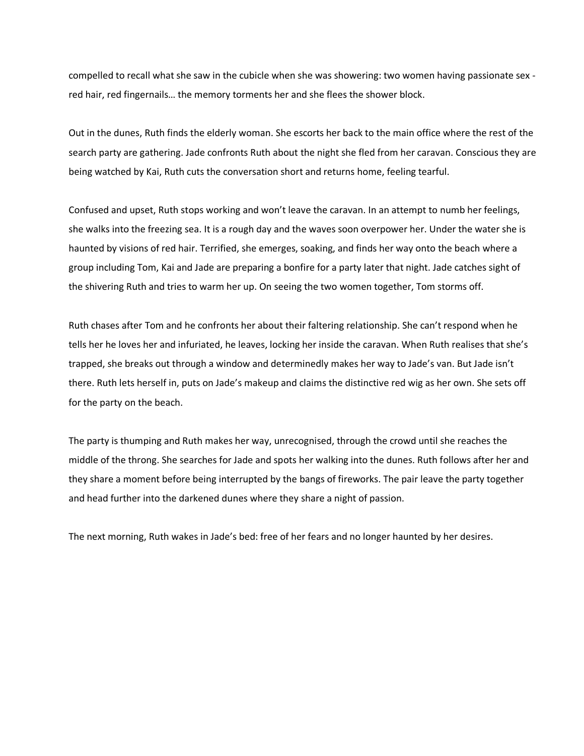compelled to recall what she saw in the cubicle when she was showering: two women having passionate sex - red hair, red fingernails… the memory torments her and she flees the shower block.

Out in the dunes, Ruth finds the elderly woman. She escorts her back to the main office where the rest of the search party are gathering. Jade confronts Ruth about the night she fled from her caravan. Conscious they are being watched by Kai, Ruth cuts the conversation short and returns home, feeling tearful.

Confused and upset, Ruth stops working and won't leave the caravan. In an attempt to numb her feelings, she walks into the freezing sea. It is a rough day and the waves soon overpower her. Under the water she is haunted by visions of red hair. Terrified, she emerges, soaking, and finds her way onto the beach where a group including Tom, Kai and Jade are preparing a bonfire for a party later that night. Jade catches sight of the shivering Ruth and tries to warm her up. On seeing the two women together, Tom storms off.

Ruth chases after Tom and he confronts her about their faltering relationship. She can't respond when he tells her he loves her and infuriated, he leaves, locking her inside the caravan. When Ruth realises that she's trapped, she breaks out through a window and determinedly makes her way to Jade's van. But Jade isn't there. Ruth lets herself in, puts on Jade's makeup and claims the distinctive red wig as her own. She sets off for the party on the beach.

The party is thumping and Ruth makes her way, unrecognised, through the crowd until she reaches the middle of the throng. She searches for Jade and spots her walking into the dunes. Ruth follows after her and they share a moment before being interrupted by the bangs of fireworks. The pair leave the party together and head further into the darkened dunes where they share a night of passion.

The next morning, Ruth wakes in Jade's bed: free of her fears and no longer haunted by her desires.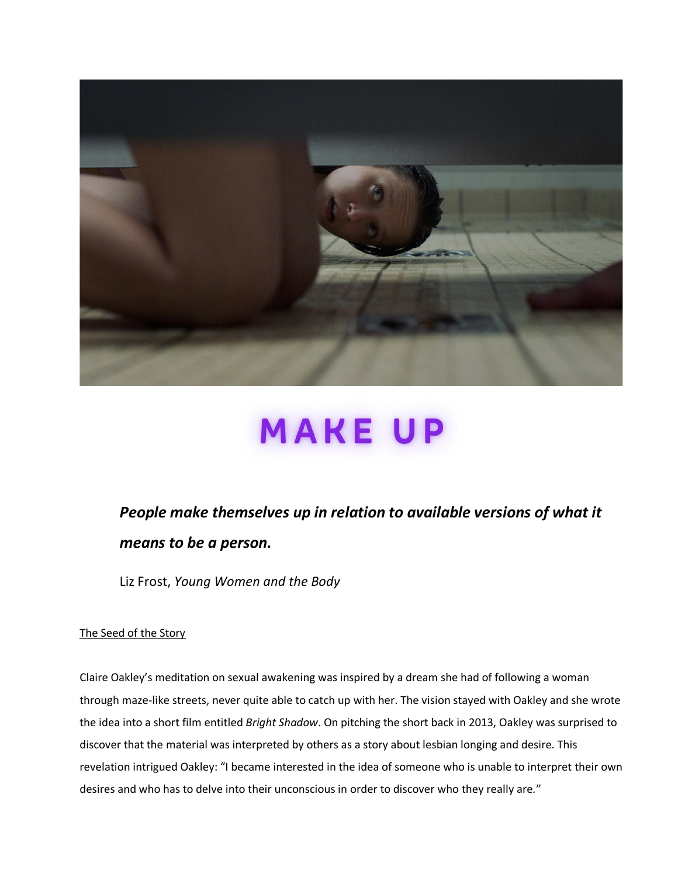# MAKE UP

***People make themselves up in relation to available versions of what it means to be a person.***

Liz Frost, *Young Women and the Body*

## The Seed of the Story

Claire Oakley's meditation on sexual awakening was inspired by a dream she had of following a woman through maze-like streets, never quite able to catch up with her. The vision stayed with Oakley and she wrote the idea into a short film entitled *Bright Shadow*. On pitching the short back in 2013, Oakley was surprised to discover that the material was interpreted by others as a story about lesbian longing and desire. This revelation intrigued Oakley: "I became interested in the idea of someone who is unable to interpret their own desires and who has to delve into their unconscious in order to discover who they really are."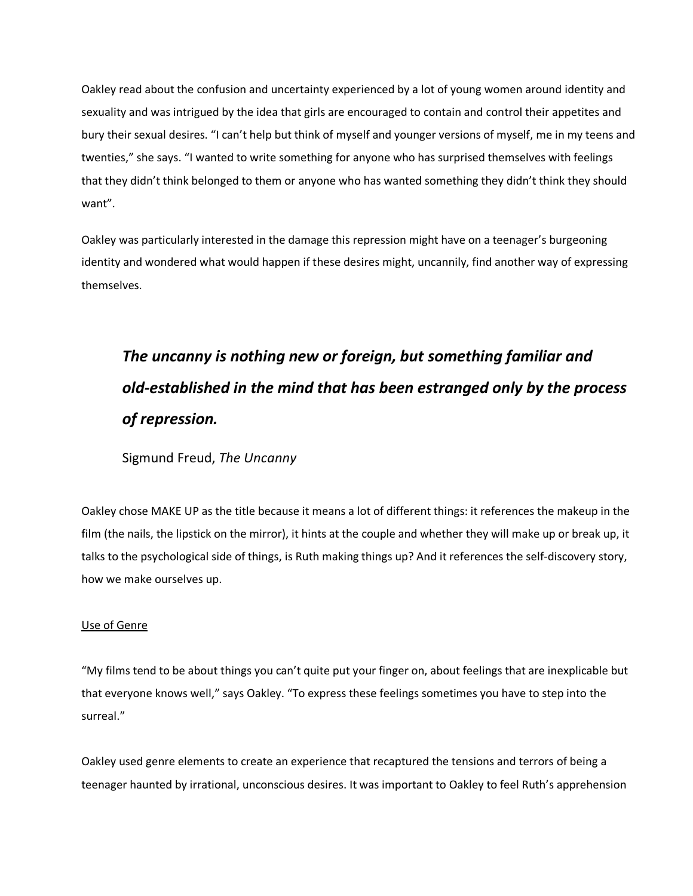Oakley read about the confusion and uncertainty experienced by a lot of young women around identity and sexuality and was intrigued by the idea that girls are encouraged to contain and control their appetites and bury their sexual desires. "I can't help but think of myself and younger versions of myself, me in my teens and twenties," she says. "I wanted to write something for anyone who has surprised themselves with feelings that they didn't think belonged to them or anyone who has wanted something they didn't think they should want".

Oakley was particularly interested in the damage this repression might have on a teenager's burgeoning identity and wondered what would happen if these desires might, uncannily, find another way of expressing themselves.

> ***The uncanny is nothing new or foreign, but something familiar and old-established in the mind that has been estranged only by the process of repression.***
>
> Sigmund Freud, *The Uncanny*

Oakley chose MAKE UP as the title because it means a lot of different things: it references the makeup in the film (the nails, the lipstick on the mirror), it hints at the couple and whether they will make up or break up, it talks to the psychological side of things, is Ruth making things up? And it references the self-discovery story, how we make ourselves up.

<u>Use of Genre</u>

"My films tend to be about things you can't quite put your finger on, about feelings that are inexplicable but that everyone knows well," says Oakley. "To express these feelings sometimes you have to step into the surreal."

Oakley used genre elements to create an experience that recaptured the tensions and terrors of being a teenager haunted by irrational, unconscious desires. It was important to Oakley to feel Ruth's apprehension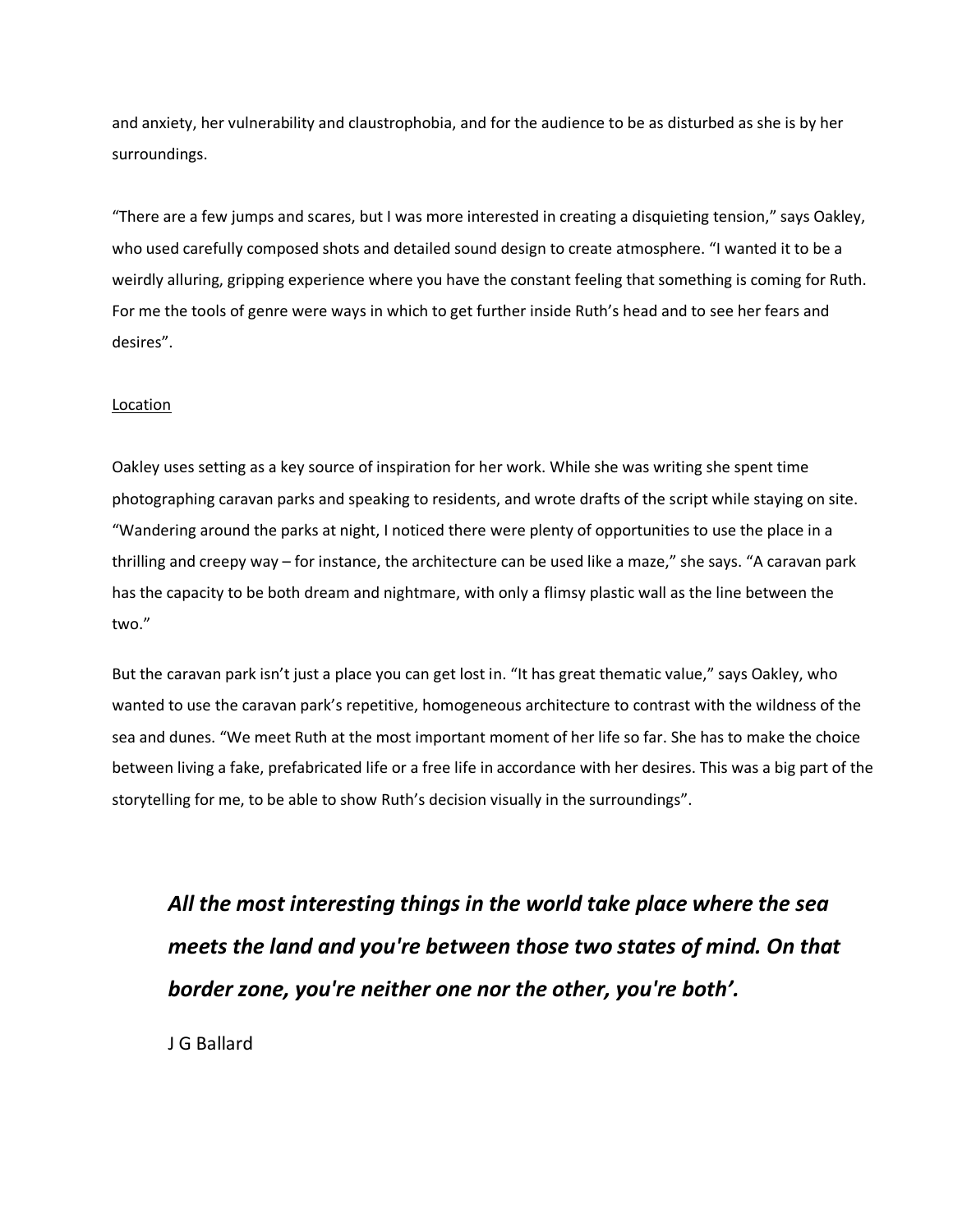and anxiety, her vulnerability and claustrophobia, and for the audience to be as disturbed as she is by her surroundings.

"There are a few jumps and scares, but I was more interested in creating a disquieting tension," says Oakley, who used carefully composed shots and detailed sound design to create atmosphere. "I wanted it to be a weirdly alluring, gripping experience where you have the constant feeling that something is coming for Ruth. For me the tools of genre were ways in which to get further inside Ruth's head and to see her fears and desires".

<u>Location</u>

Oakley uses setting as a key source of inspiration for her work. While she was writing she spent time photographing caravan parks and speaking to residents, and wrote drafts of the script while staying on site. "Wandering around the parks at night, I noticed there were plenty of opportunities to use the place in a thrilling and creepy way – for instance, the architecture can be used like a maze," she says. "A caravan park has the capacity to be both dream and nightmare, with only a flimsy plastic wall as the line between the two."

But the caravan park isn't just a place you can get lost in. "It has great thematic value," says Oakley, who wanted to use the caravan park's repetitive, homogeneous architecture to contrast with the wildness of the sea and dunes. "We meet Ruth at the most important moment of her life so far. She has to make the choice between living a fake, prefabricated life or a free life in accordance with her desires. This was a big part of the storytelling for me, to be able to show Ruth's decision visually in the surroundings".

> ***All the most interesting things in the world take place where the sea meets the land and you're between those two states of mind. On that border zone, you're neither one nor the other, you're both'.***
>
> J G Ballard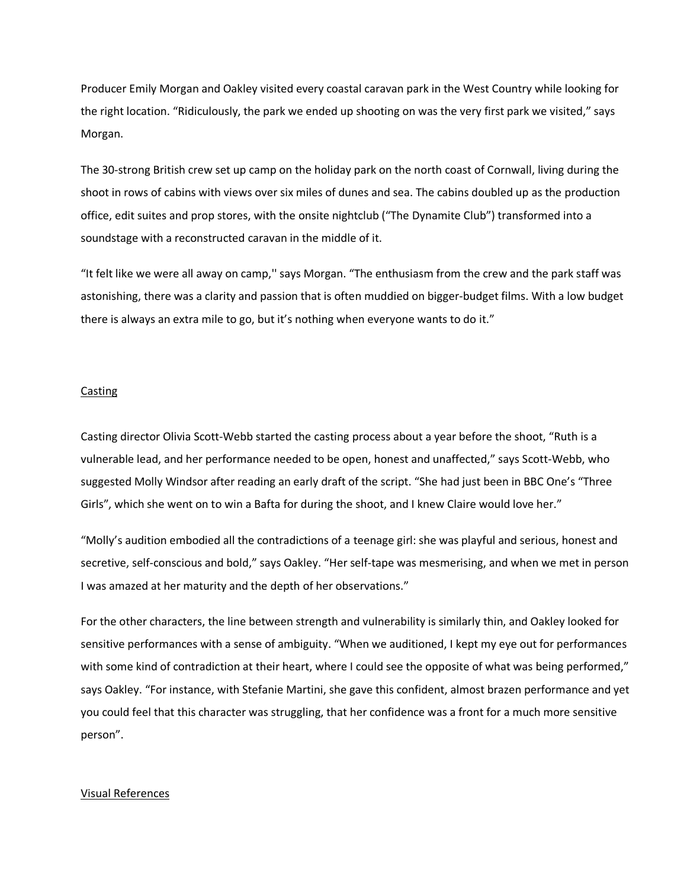Producer Emily Morgan and Oakley visited every coastal caravan park in the West Country while looking for the right location. “Ridiculously, the park we ended up shooting on was the very first park we visited,” says Morgan.

The 30-strong British crew set up camp on the holiday park on the north coast of Cornwall, living during the shoot in rows of cabins with views over six miles of dunes and sea. The cabins doubled up as the production office, edit suites and prop stores, with the onsite nightclub (“The Dynamite Club”) transformed into a soundstage with a reconstructed caravan in the middle of it.

“It felt like we were all away on camp,'' says Morgan. “The enthusiasm from the crew and the park staff was astonishing, there was a clarity and passion that is often muddied on bigger-budget films. With a low budget there is always an extra mile to go, but it’s nothing when everyone wants to do it.”

## Casting

Casting director Olivia Scott-Webb started the casting process about a year before the shoot, “Ruth is a vulnerable lead, and her performance needed to be open, honest and unaffected,” says Scott-Webb, who suggested Molly Windsor after reading an early draft of the script. “She had just been in BBC One’s “Three Girls”, which she went on to win a Bafta for during the shoot, and I knew Claire would love her.”

“Molly’s audition embodied all the contradictions of a teenage girl: she was playful and serious, honest and secretive, self-conscious and bold,” says Oakley. “Her self-tape was mesmerising, and when we met in person I was amazed at her maturity and the depth of her observations.”

For the other characters, the line between strength and vulnerability is similarly thin, and Oakley looked for sensitive performances with a sense of ambiguity. “When we auditioned, I kept my eye out for performances with some kind of contradiction at their heart, where I could see the opposite of what was being performed,” says Oakley. “For instance, with Stefanie Martini, she gave this confident, almost brazen performance and yet you could feel that this character was struggling, that her confidence was a front for a much more sensitive person”.

## Visual References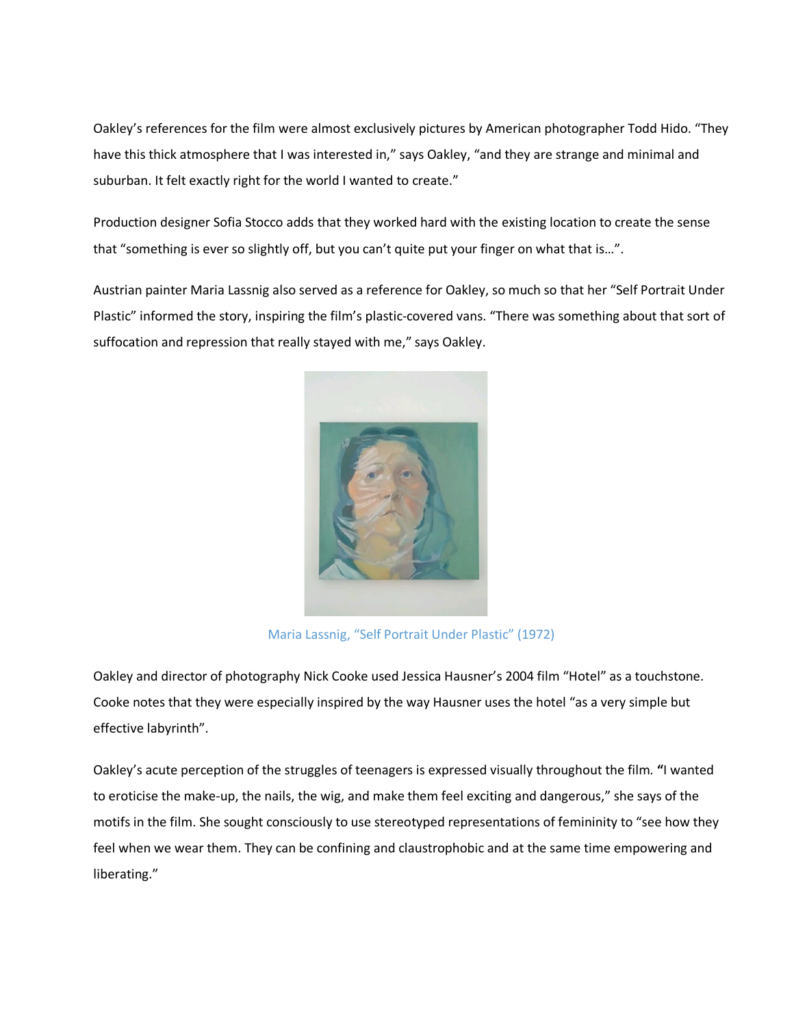Oakley's references for the film were almost exclusively pictures by American photographer Todd Hido. "They have this thick atmosphere that I was interested in," says Oakley, "and they are strange and minimal and suburban. It felt exactly right for the world I wanted to create."

Production designer Sofia Stocco adds that they worked hard with the existing location to create the sense that "something is ever so slightly off, but you can't quite put your finger on what that is…".

Austrian painter Maria Lassnig also served as a reference for Oakley, so much so that her "Self Portrait Under Plastic" informed the story, inspiring the film's plastic-covered vans. "There was something about that sort of suffocation and repression that really stayed with me," says Oakley.

Maria Lassnig, "Self Portrait Under Plastic" (1972)

Oakley and director of photography Nick Cooke used Jessica Hausner's 2004 film "Hotel" as a touchstone. Cooke notes that they were especially inspired by the way Hausner uses the hotel "as a very simple but effective labyrinth".

Oakley's acute perception of the struggles of teenagers is expressed visually throughout the film. "I wanted to eroticise the make-up, the nails, the wig, and make them feel exciting and dangerous," she says of the motifs in the film. She sought consciously to use stereotyped representations of femininity to "see how they feel when we wear them. They can be confining and claustrophobic and at the same time empowering and liberating."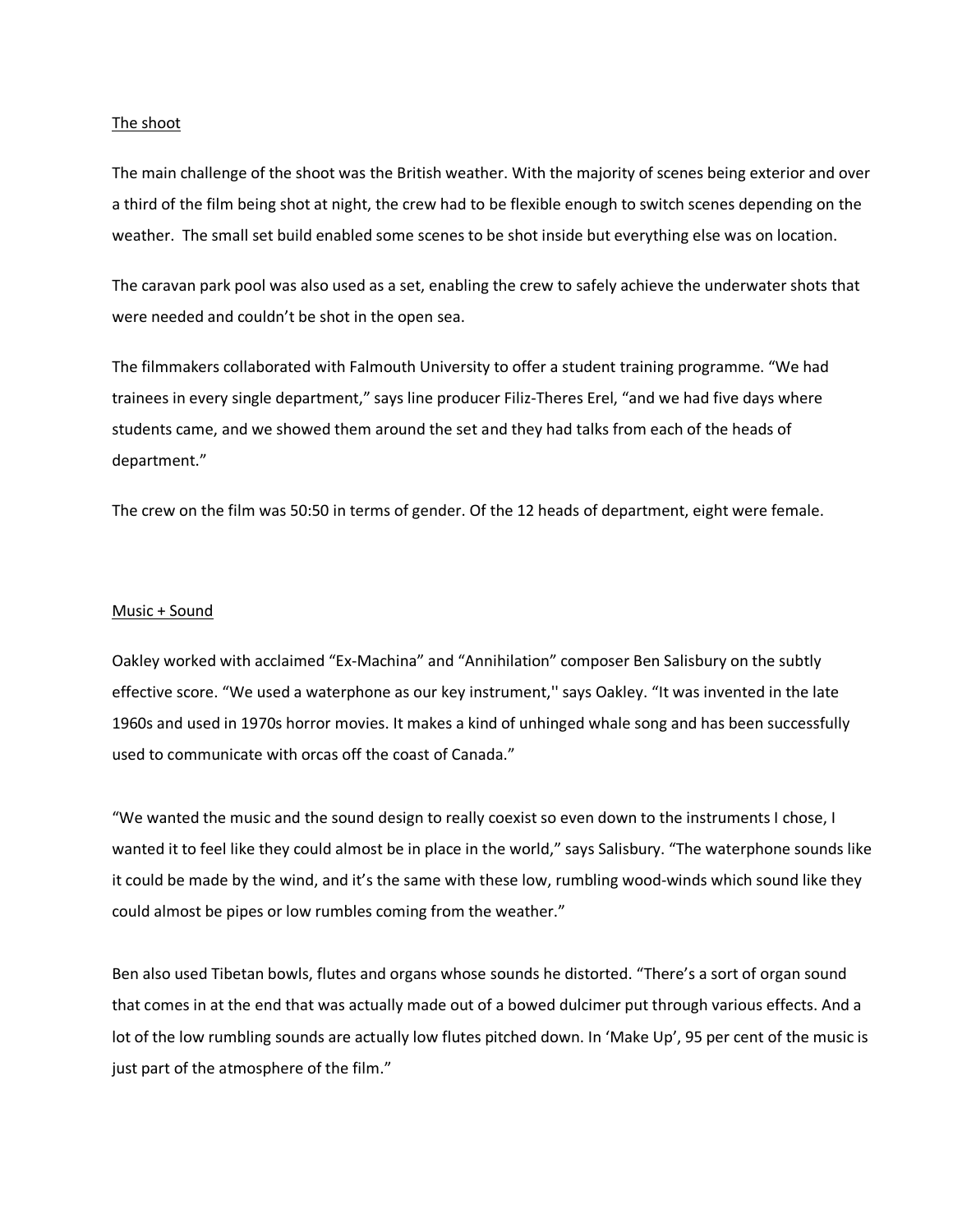## The shoot

The main challenge of the shoot was the British weather. With the majority of scenes being exterior and over a third of the film being shot at night, the crew had to be flexible enough to switch scenes depending on the weather. The small set build enabled some scenes to be shot inside but everything else was on location.

The caravan park pool was also used as a set, enabling the crew to safely achieve the underwater shots that were needed and couldn't be shot in the open sea.

The filmmakers collaborated with Falmouth University to offer a student training programme. "We had trainees in every single department," says line producer Filiz-Theres Erel, "and we had five days where students came, and we showed them around the set and they had talks from each of the heads of department."

The crew on the film was 50:50 in terms of gender. Of the 12 heads of department, eight were female.

## Music + Sound

Oakley worked with acclaimed "Ex-Machina" and "Annihilation" composer Ben Salisbury on the subtly effective score. "We used a waterphone as our key instrument,'' says Oakley. "It was invented in the late 1960s and used in 1970s horror movies. It makes a kind of unhinged whale song and has been successfully used to communicate with orcas off the coast of Canada."

"We wanted the music and the sound design to really coexist so even down to the instruments I chose, I wanted it to feel like they could almost be in place in the world," says Salisbury. "The waterphone sounds like it could be made by the wind, and it's the same with these low, rumbling wood-winds which sound like they could almost be pipes or low rumbles coming from the weather."

Ben also used Tibetan bowls, flutes and organs whose sounds he distorted. "There's a sort of organ sound that comes in at the end that was actually made out of a bowed dulcimer put through various effects. And a lot of the low rumbling sounds are actually low flutes pitched down. In 'Make Up', 95 per cent of the music is just part of the atmosphere of the film."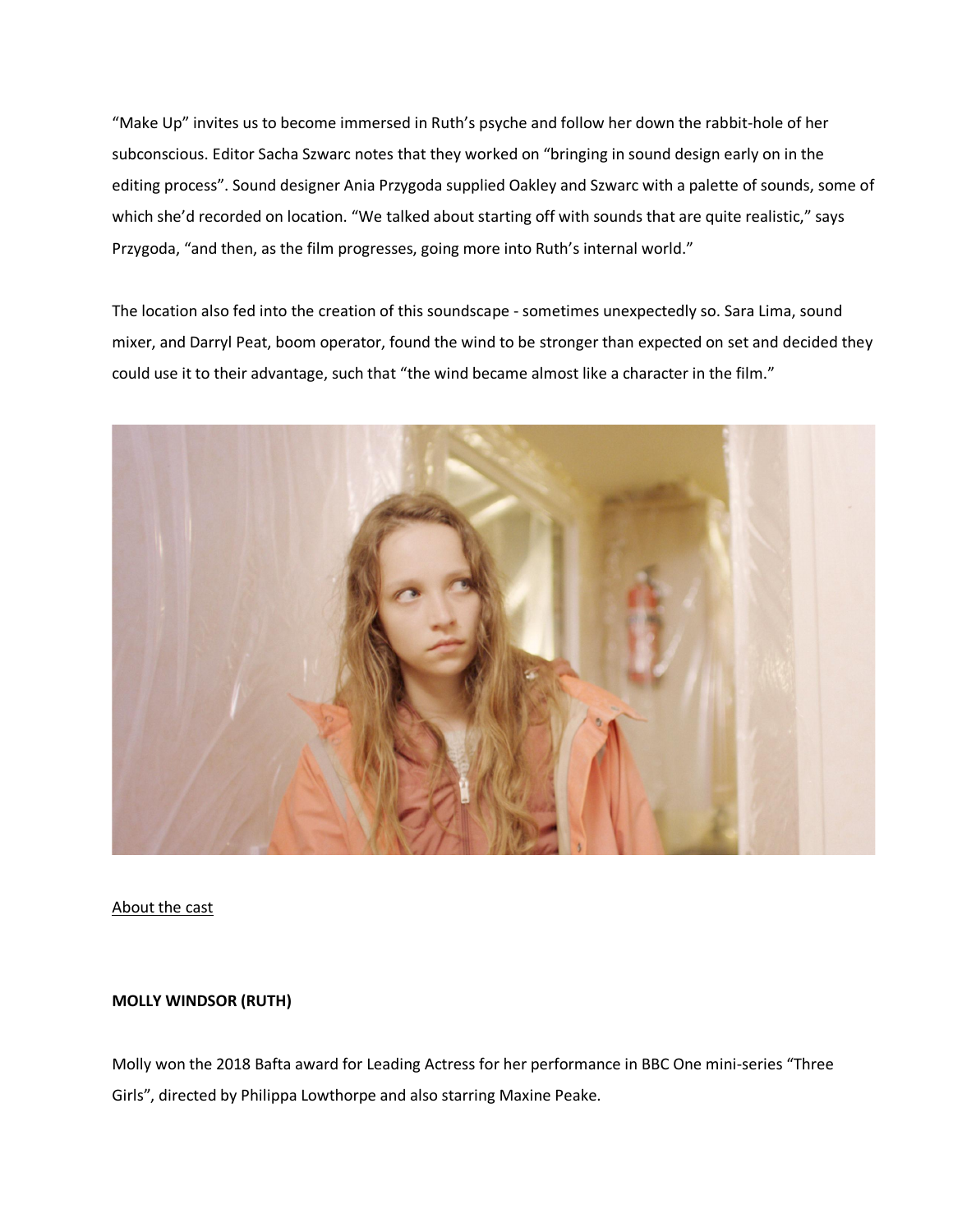“Make Up” invites us to become immersed in Ruth’s psyche and follow her down the rabbit-hole of her subconscious. Editor Sacha Szwarc notes that they worked on “bringing in sound design early on in the editing process”. Sound designer Ania Przygoda supplied Oakley and Szwarc with a palette of sounds, some of which she’d recorded on location. “We talked about starting off with sounds that are quite realistic,” says Przygoda, “and then, as the film progresses, going more into Ruth’s internal world.”

The location also fed into the creation of this soundscape - sometimes unexpectedly so. Sara Lima, sound mixer, and Darryl Peat, boom operator, found the wind to be stronger than expected on set and decided they could use it to their advantage, such that “the wind became almost like a character in the film.”

About the cast

**MOLLY WINDSOR (RUTH)**

Molly won the 2018 Bafta award for Leading Actress for her performance in BBC One mini-series “Three Girls”, directed by Philippa Lowthorpe and also starring Maxine Peake.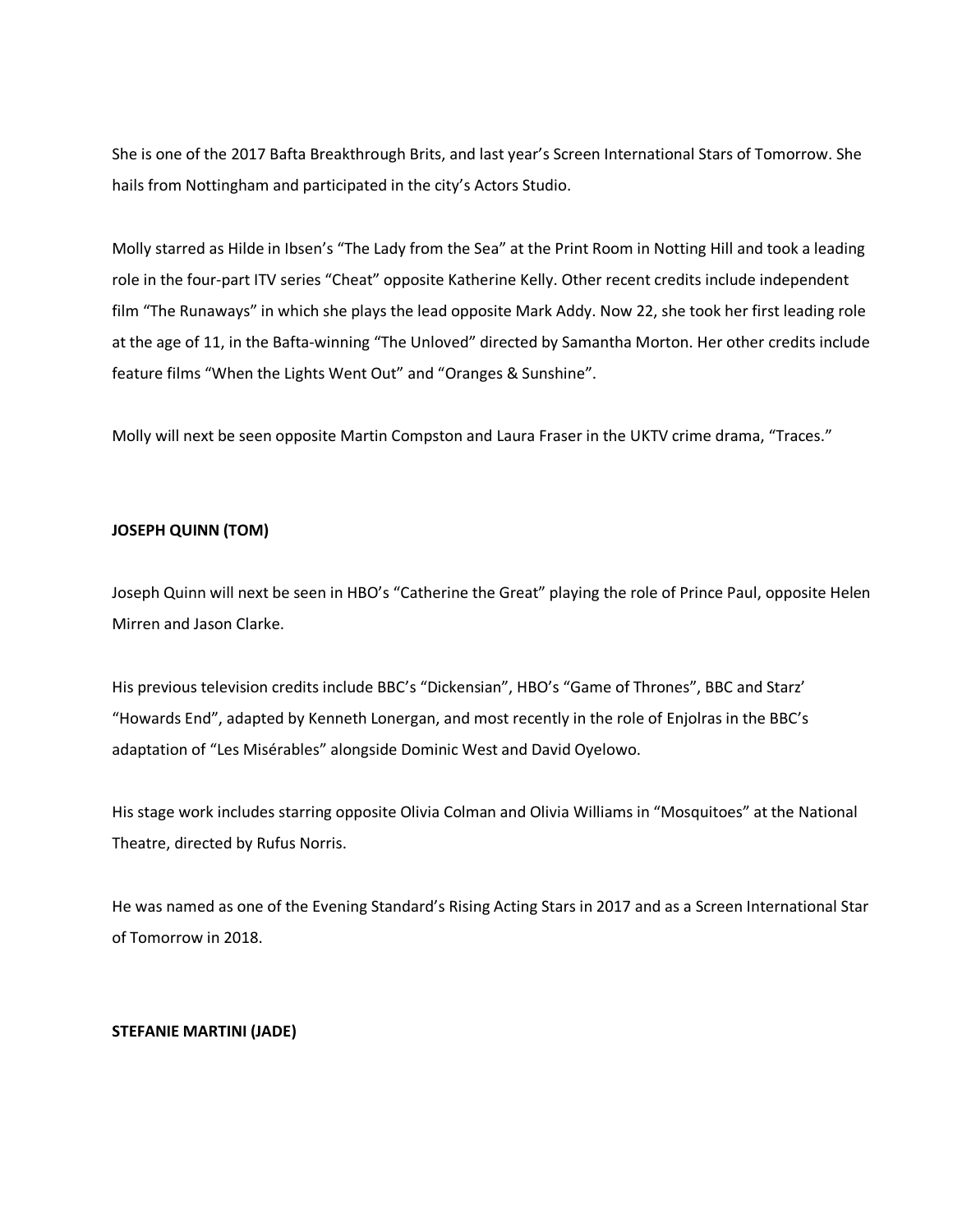She is one of the 2017 Bafta Breakthrough Brits, and last year's Screen International Stars of Tomorrow. She hails from Nottingham and participated in the city's Actors Studio.

Molly starred as Hilde in Ibsen's "The Lady from the Sea" at the Print Room in Notting Hill and took a leading role in the four-part ITV series "Cheat" opposite Katherine Kelly. Other recent credits include independent film "The Runaways" in which she plays the lead opposite Mark Addy. Now 22, she took her first leading role at the age of 11, in the Bafta-winning "The Unloved" directed by Samantha Morton. Her other credits include feature films "When the Lights Went Out" and "Oranges & Sunshine".

Molly will next be seen opposite Martin Compston and Laura Fraser in the UKTV crime drama, "Traces."

**JOSEPH QUINN (TOM)**

Joseph Quinn will next be seen in HBO's "Catherine the Great" playing the role of Prince Paul, opposite Helen Mirren and Jason Clarke.

His previous television credits include BBC's "Dickensian", HBO's "Game of Thrones", BBC and Starz' "Howards End", adapted by Kenneth Lonergan, and most recently in the role of Enjolras in the BBC's adaptation of "Les Misérables" alongside Dominic West and David Oyelowo.

His stage work includes starring opposite Olivia Colman and Olivia Williams in "Mosquitoes" at the National Theatre, directed by Rufus Norris.

He was named as one of the Evening Standard's Rising Acting Stars in 2017 and as a Screen International Star of Tomorrow in 2018.

**STEFANIE MARTINI (JADE)**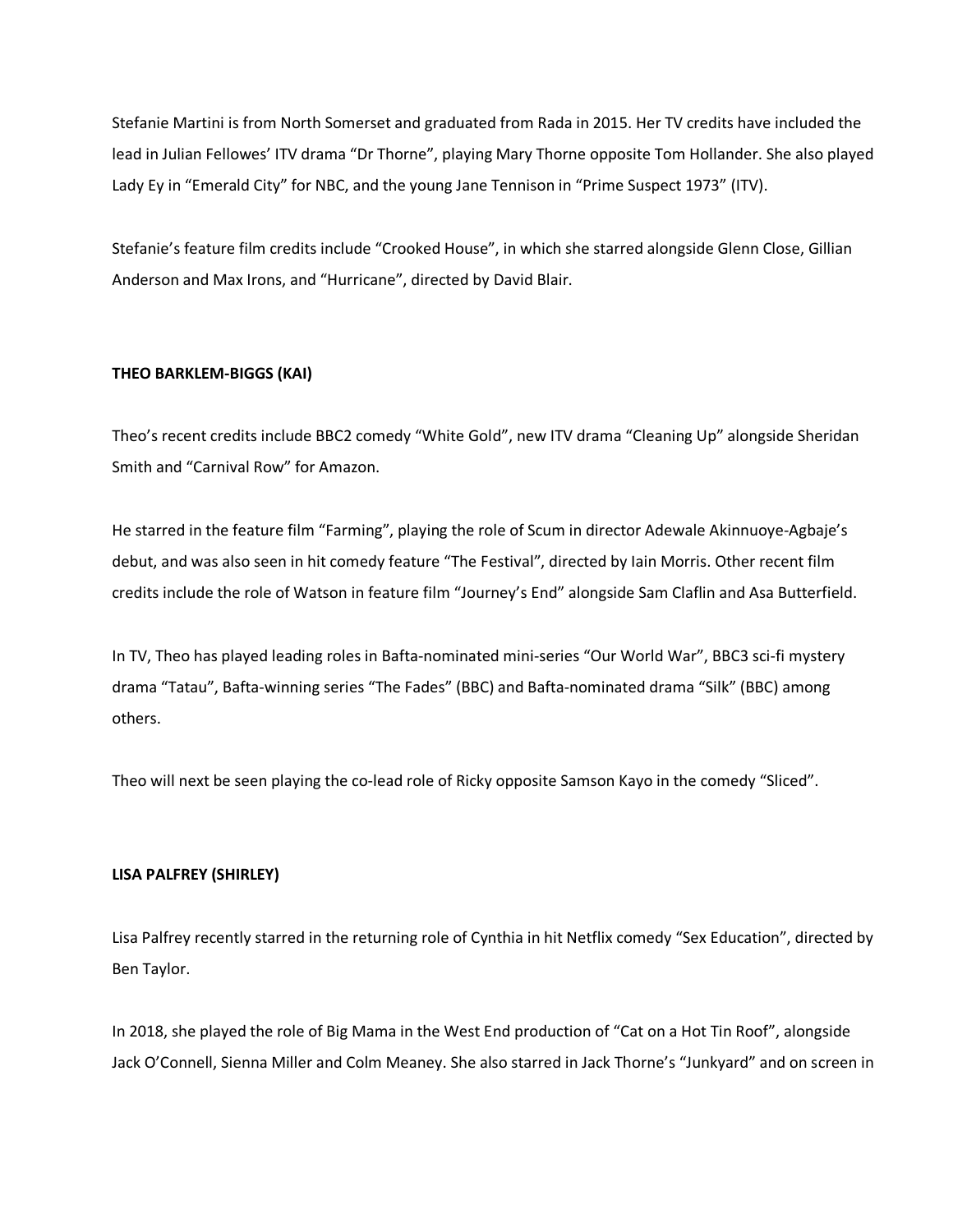Stefanie Martini is from North Somerset and graduated from Rada in 2015. Her TV credits have included the lead in Julian Fellowes' ITV drama "Dr Thorne", playing Mary Thorne opposite Tom Hollander. She also played Lady Ey in "Emerald City" for NBC, and the young Jane Tennison in "Prime Suspect 1973" (ITV).

Stefanie's feature film credits include "Crooked House", in which she starred alongside Glenn Close, Gillian Anderson and Max Irons, and "Hurricane", directed by David Blair.

**THEO BARKLEM-BIGGS (KAI)**

Theo's recent credits include BBC2 comedy "White Gold", new ITV drama "Cleaning Up" alongside Sheridan Smith and "Carnival Row" for Amazon.

He starred in the feature film "Farming", playing the role of Scum in director Adewale Akinnuoye-Agbaje's debut, and was also seen in hit comedy feature "The Festival", directed by Iain Morris. Other recent film credits include the role of Watson in feature film "Journey's End" alongside Sam Claflin and Asa Butterfield.

In TV, Theo has played leading roles in Bafta-nominated mini-series "Our World War", BBC3 sci-fi mystery drama "Tatau", Bafta-winning series "The Fades" (BBC) and Bafta-nominated drama "Silk" (BBC) among others.

Theo will next be seen playing the co-lead role of Ricky opposite Samson Kayo in the comedy "Sliced".

**LISA PALFREY (SHIRLEY)**

Lisa Palfrey recently starred in the returning role of Cynthia in hit Netflix comedy "Sex Education", directed by Ben Taylor.

In 2018, she played the role of Big Mama in the West End production of "Cat on a Hot Tin Roof", alongside Jack O'Connell, Sienna Miller and Colm Meaney. She also starred in Jack Thorne's "Junkyard" and on screen in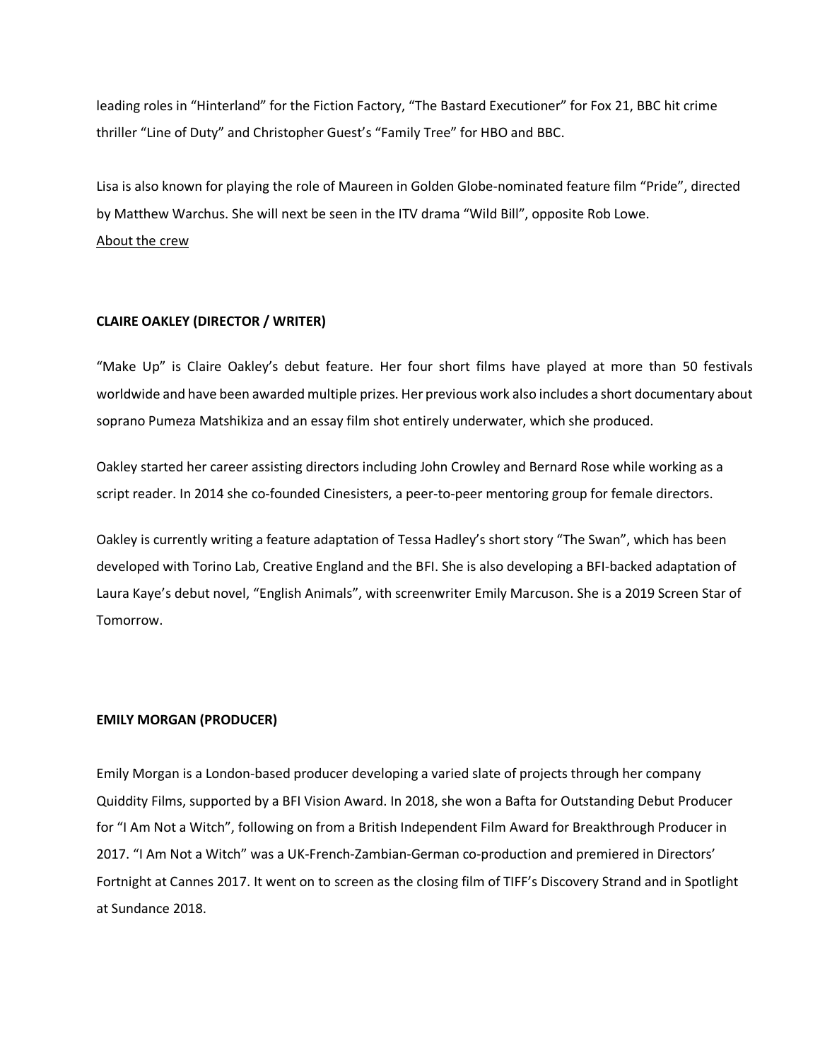leading roles in “Hinterland” for the Fiction Factory, “The Bastard Executioner” for Fox 21, BBC hit crime thriller “Line of Duty” and Christopher Guest’s “Family Tree” for HBO and BBC.

Lisa is also known for playing the role of Maureen in Golden Globe-nominated feature film “Pride”, directed by Matthew Warchus. She will next be seen in the ITV drama “Wild Bill”, opposite Rob Lowe.

About the crew

**CLAIRE OAKLEY (DIRECTOR / WRITER)**

“Make Up” is Claire Oakley’s debut feature. Her four short films have played at more than 50 festivals worldwide and have been awarded multiple prizes. Her previous work also includes a short documentary about soprano Pumeza Matshikiza and an essay film shot entirely underwater, which she produced.

Oakley started her career assisting directors including John Crowley and Bernard Rose while working as a script reader. In 2014 she co-founded Cinesisters, a peer-to-peer mentoring group for female directors.

Oakley is currently writing a feature adaptation of Tessa Hadley’s short story “The Swan”, which has been developed with Torino Lab, Creative England and the BFI. She is also developing a BFI-backed adaptation of Laura Kaye’s debut novel, “English Animals”, with screenwriter Emily Marcuson. She is a 2019 Screen Star of Tomorrow.

**EMILY MORGAN (PRODUCER)**

Emily Morgan is a London-based producer developing a varied slate of projects through her company Quiddity Films, supported by a BFI Vision Award. In 2018, she won a Bafta for Outstanding Debut Producer for “I Am Not a Witch”, following on from a British Independent Film Award for Breakthrough Producer in 2017. “I Am Not a Witch” was a UK-French-Zambian-German co-production and premiered in Directors’ Fortnight at Cannes 2017. It went on to screen as the closing film of TIFF’s Discovery Strand and in Spotlight at Sundance 2018.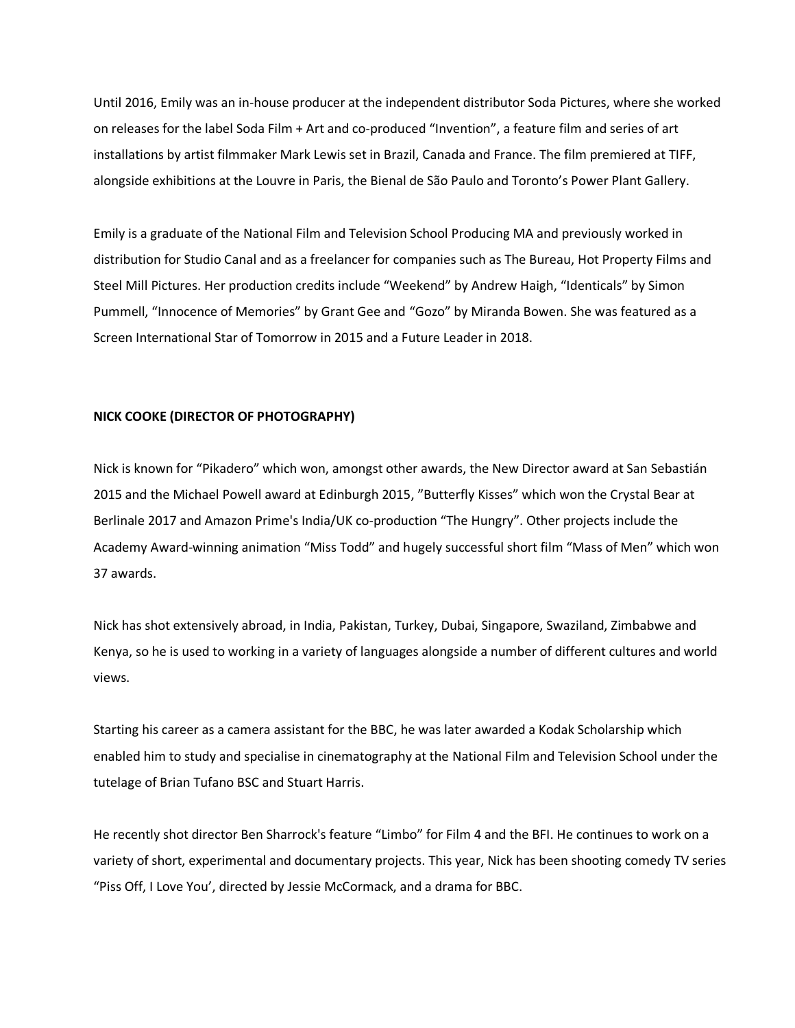Until 2016, Emily was an in-house producer at the independent distributor Soda Pictures, where she worked on releases for the label Soda Film + Art and co-produced “Invention”, a feature film and series of art installations by artist filmmaker Mark Lewis set in Brazil, Canada and France. The film premiered at TIFF, alongside exhibitions at the Louvre in Paris, the Bienal de São Paulo and Toronto’s Power Plant Gallery.

Emily is a graduate of the National Film and Television School Producing MA and previously worked in distribution for Studio Canal and as a freelancer for companies such as The Bureau, Hot Property Films and Steel Mill Pictures. Her production credits include “Weekend” by Andrew Haigh, “Identicals” by Simon Pummell, “Innocence of Memories” by Grant Gee and “Gozo” by Miranda Bowen. She was featured as a Screen International Star of Tomorrow in 2015 and a Future Leader in 2018.

**NICK COOKE (DIRECTOR OF PHOTOGRAPHY)**

Nick is known for “Pikadero” which won, amongst other awards, the New Director award at San Sebastián 2015 and the Michael Powell award at Edinburgh 2015, ”Butterfly Kisses” which won the Crystal Bear at Berlinale 2017 and Amazon Prime's India/UK co-production “The Hungry”. Other projects include the Academy Award-winning animation “Miss Todd” and hugely successful short film “Mass of Men” which won 37 awards.

Nick has shot extensively abroad, in India, Pakistan, Turkey, Dubai, Singapore, Swaziland, Zimbabwe and Kenya, so he is used to working in a variety of languages alongside a number of different cultures and world views.

Starting his career as a camera assistant for the BBC, he was later awarded a Kodak Scholarship which enabled him to study and specialise in cinematography at the National Film and Television School under the tutelage of Brian Tufano BSC and Stuart Harris.

He recently shot director Ben Sharrock's feature “Limbo” for Film 4 and the BFI. He continues to work on a variety of short, experimental and documentary projects. This year, Nick has been shooting comedy TV series “Piss Off, I Love You’, directed by Jessie McCormack, and a drama for BBC.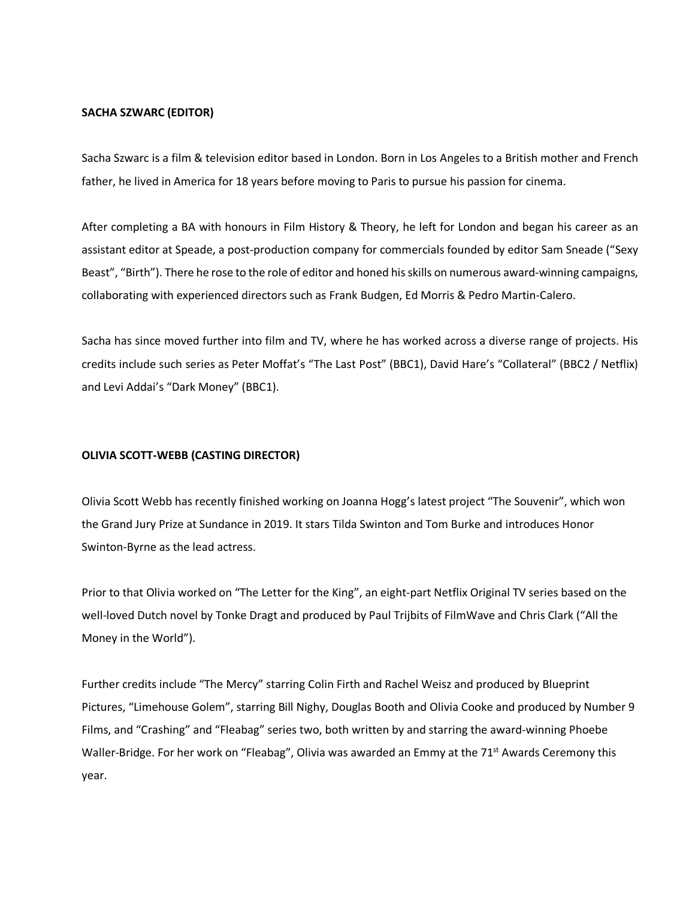**SACHA SZWARC (EDITOR)**

Sacha Szwarc is a film & television editor based in London. Born in Los Angeles to a British mother and French father, he lived in America for 18 years before moving to Paris to pursue his passion for cinema.

After completing a BA with honours in Film History & Theory, he left for London and began his career as an assistant editor at Speade, a post-production company for commercials founded by editor Sam Sneade ("Sexy Beast", "Birth"). There he rose to the role of editor and honed his skills on numerous award-winning campaigns, collaborating with experienced directors such as Frank Budgen, Ed Morris & Pedro Martin-Calero.

Sacha has since moved further into film and TV, where he has worked across a diverse range of projects. His credits include such series as Peter Moffat's "The Last Post" (BBC1), David Hare's "Collateral" (BBC2 / Netflix) and Levi Addai's "Dark Money" (BBC1).

**OLIVIA SCOTT-WEBB (CASTING DIRECTOR)**

Olivia Scott Webb has recently finished working on Joanna Hogg's latest project "The Souvenir", which won the Grand Jury Prize at Sundance in 2019. It stars Tilda Swinton and Tom Burke and introduces Honor Swinton-Byrne as the lead actress.

Prior to that Olivia worked on "The Letter for the King", an eight-part Netflix Original TV series based on the well-loved Dutch novel by Tonke Dragt and produced by Paul Trijbits of FilmWave and Chris Clark ("All the Money in the World").

Further credits include "The Mercy" starring Colin Firth and Rachel Weisz and produced by Blueprint Pictures, "Limehouse Golem", starring Bill Nighy, Douglas Booth and Olivia Cooke and produced by Number 9 Films, and "Crashing" and "Fleabag" series two, both written by and starring the award-winning Phoebe Waller-Bridge. For her work on "Fleabag", Olivia was awarded an Emmy at the 71st Awards Ceremony this year.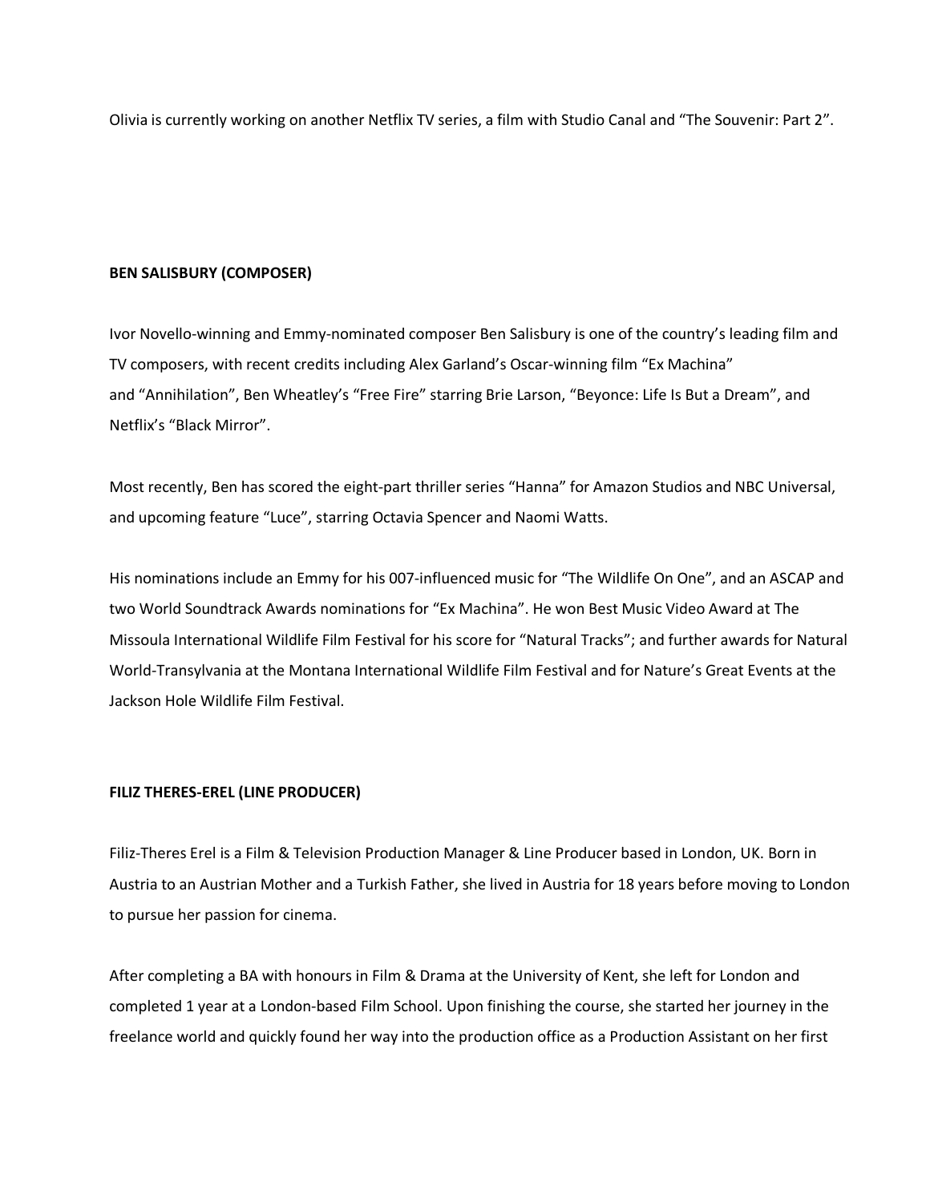Olivia is currently working on another Netflix TV series, a film with Studio Canal and "The Souvenir: Part 2".

**BEN SALISBURY (COMPOSER)**

Ivor Novello-winning and Emmy-nominated composer Ben Salisbury is one of the country's leading film and TV composers, with recent credits including Alex Garland's Oscar-winning film "Ex Machina" and "Annihilation", Ben Wheatley's "Free Fire" starring Brie Larson, "Beyonce: Life Is But a Dream", and Netflix's "Black Mirror".

Most recently, Ben has scored the eight-part thriller series "Hanna" for Amazon Studios and NBC Universal, and upcoming feature "Luce", starring Octavia Spencer and Naomi Watts.

His nominations include an Emmy for his 007-influenced music for "The Wildlife On One", and an ASCAP and two World Soundtrack Awards nominations for "Ex Machina". He won Best Music Video Award at The Missoula International Wildlife Film Festival for his score for "Natural Tracks"; and further awards for Natural World-Transylvania at the Montana International Wildlife Film Festival and for Nature's Great Events at the Jackson Hole Wildlife Film Festival.

**FILIZ THERES-EREL (LINE PRODUCER)**

Filiz-Theres Erel is a Film & Television Production Manager & Line Producer based in London, UK. Born in Austria to an Austrian Mother and a Turkish Father, she lived in Austria for 18 years before moving to London to pursue her passion for cinema.

After completing a BA with honours in Film & Drama at the University of Kent, she left for London and completed 1 year at a London-based Film School. Upon finishing the course, she started her journey in the freelance world and quickly found her way into the production office as a Production Assistant on her first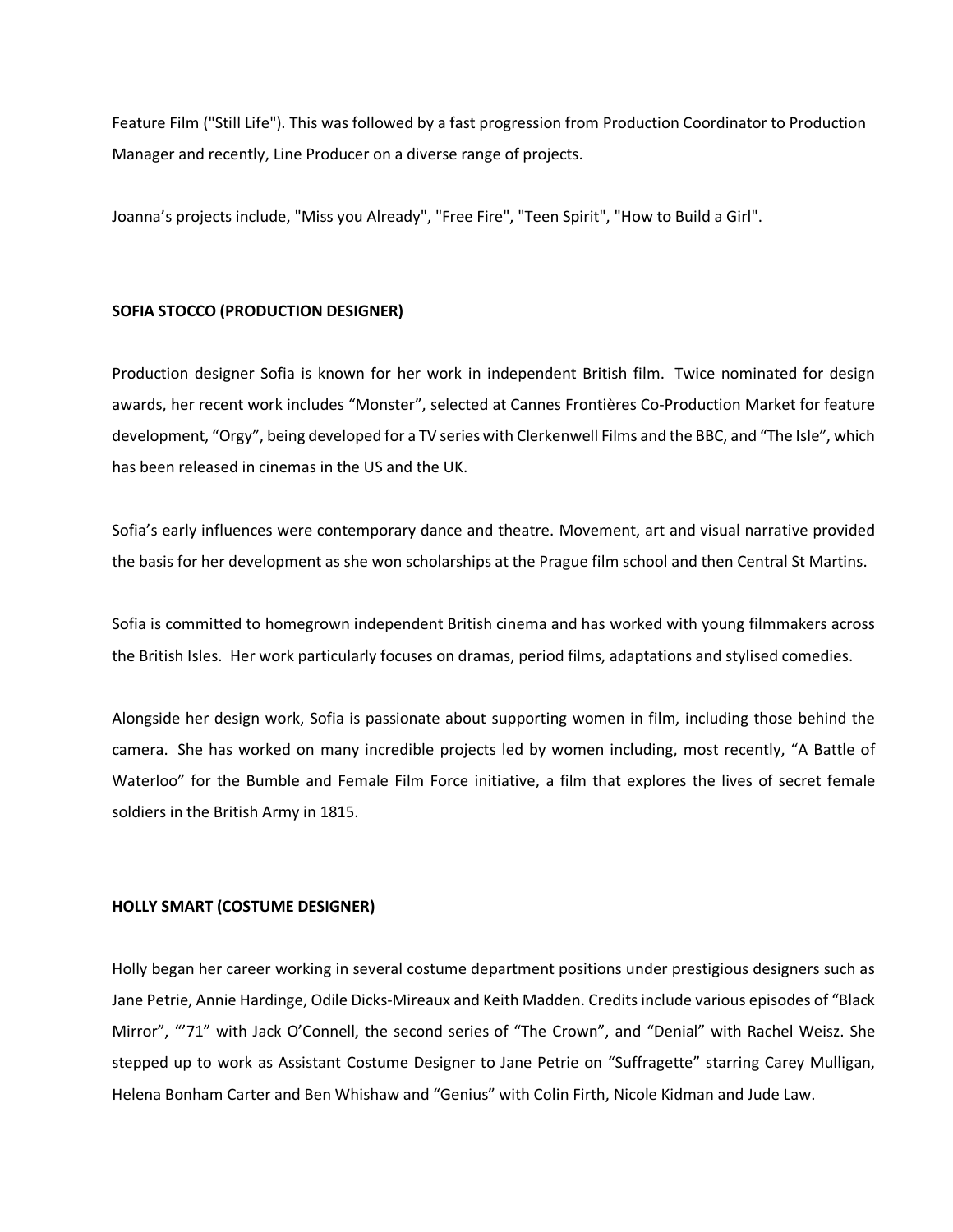Feature Film ("Still Life"). This was followed by a fast progression from Production Coordinator to Production Manager and recently, Line Producer on a diverse range of projects.

Joanna's projects include, "Miss you Already", "Free Fire", "Teen Spirit", "How to Build a Girl".

**SOFIA STOCCO (PRODUCTION DESIGNER)**

Production designer Sofia is known for her work in independent British film. Twice nominated for design awards, her recent work includes "Monster", selected at Cannes Frontières Co-Production Market for feature development, "Orgy", being developed for a TV series with Clerkenwell Films and the BBC, and "The Isle", which has been released in cinemas in the US and the UK.

Sofia's early influences were contemporary dance and theatre. Movement, art and visual narrative provided the basis for her development as she won scholarships at the Prague film school and then Central St Martins.

Sofia is committed to homegrown independent British cinema and has worked with young filmmakers across the British Isles. Her work particularly focuses on dramas, period films, adaptations and stylised comedies.

Alongside her design work, Sofia is passionate about supporting women in film, including those behind the camera. She has worked on many incredible projects led by women including, most recently, "A Battle of Waterloo" for the Bumble and Female Film Force initiative, a film that explores the lives of secret female soldiers in the British Army in 1815.

**HOLLY SMART (COSTUME DESIGNER)**

Holly began her career working in several costume department positions under prestigious designers such as Jane Petrie, Annie Hardinge, Odile Dicks-Mireaux and Keith Madden. Credits include various episodes of "Black Mirror", "'71" with Jack O'Connell, the second series of "The Crown", and "Denial" with Rachel Weisz. She stepped up to work as Assistant Costume Designer to Jane Petrie on "Suffragette" starring Carey Mulligan, Helena Bonham Carter and Ben Whishaw and "Genius" with Colin Firth, Nicole Kidman and Jude Law.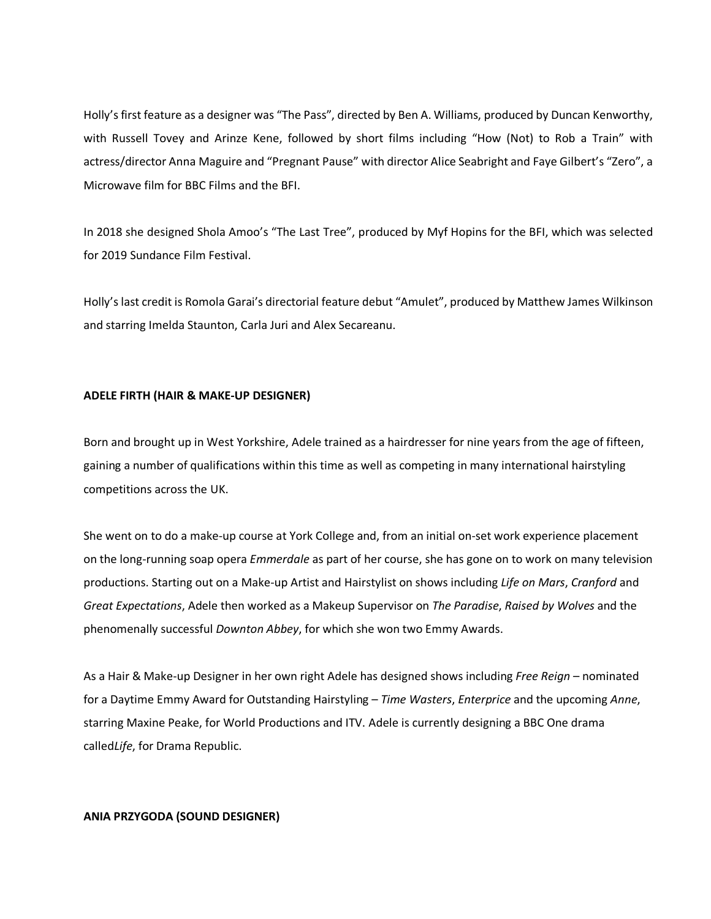Holly's first feature as a designer was "The Pass", directed by Ben A. Williams, produced by Duncan Kenworthy, with Russell Tovey and Arinze Kene, followed by short films including "How (Not) to Rob a Train" with actress/director Anna Maguire and "Pregnant Pause" with director Alice Seabright and Faye Gilbert's "Zero", a Microwave film for BBC Films and the BFI.

In 2018 she designed Shola Amoo's "The Last Tree", produced by Myf Hopins for the BFI, which was selected for 2019 Sundance Film Festival.

Holly's last credit is Romola Garai's directorial feature debut "Amulet", produced by Matthew James Wilkinson and starring Imelda Staunton, Carla Juri and Alex Secareanu.

**ADELE FIRTH (HAIR & MAKE-UP DESIGNER)**

Born and brought up in West Yorkshire, Adele trained as a hairdresser for nine years from the age of fifteen, gaining a number of qualifications within this time as well as competing in many international hairstyling competitions across the UK.

She went on to do a make-up course at York College and, from an initial on-set work experience placement on the long-running soap opera *Emmerdale* as part of her course, she has gone on to work on many television productions. Starting out on a Make-up Artist and Hairstylist on shows including *Life on Mars*, *Cranford* and *Great Expectations*, Adele then worked as a Makeup Supervisor on *The Paradise*, *Raised by Wolves* and the phenomenally successful *Downton Abbey*, for which she won two Emmy Awards.

As a Hair & Make-up Designer in her own right Adele has designed shows including *Free Reign* – nominated for a Daytime Emmy Award for Outstanding Hairstyling – *Time Wasters*, *Enterprice* and the upcoming *Anne*, starring Maxine Peake, for World Productions and ITV. Adele is currently designing a BBC One drama called*Life*, for Drama Republic.

**ANIA PRZYGODA (SOUND DESIGNER)**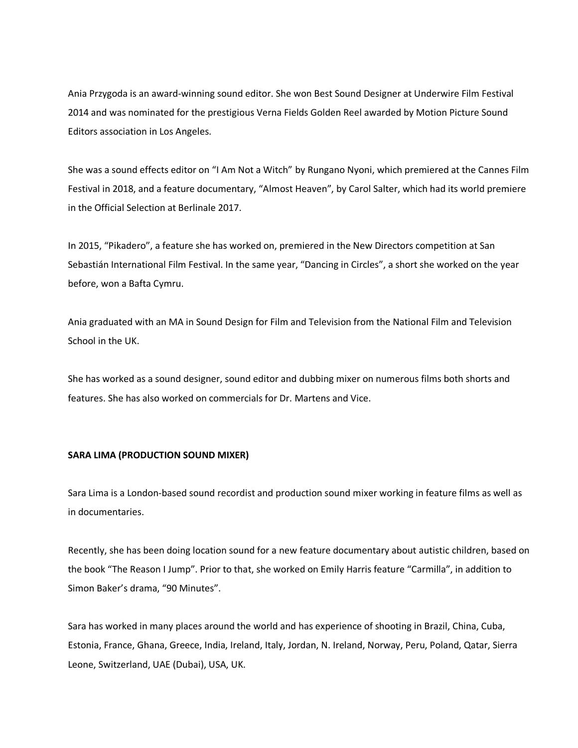Ania Przygoda is an award-winning sound editor. She won Best Sound Designer at Underwire Film Festival 2014 and was nominated for the prestigious Verna Fields Golden Reel awarded by Motion Picture Sound Editors association in Los Angeles.

She was a sound effects editor on "I Am Not a Witch" by Rungano Nyoni, which premiered at the Cannes Film Festival in 2018, and a feature documentary, "Almost Heaven", by Carol Salter, which had its world premiere in the Official Selection at Berlinale 2017.

In 2015, "Pikadero", a feature she has worked on, premiered in the New Directors competition at San Sebastián International Film Festival. In the same year, "Dancing in Circles", a short she worked on the year before, won a Bafta Cymru.

Ania graduated with an MA in Sound Design for Film and Television from the National Film and Television School in the UK.

She has worked as a sound designer, sound editor and dubbing mixer on numerous films both shorts and features. She has also worked on commercials for Dr. Martens and Vice.

**SARA LIMA (PRODUCTION SOUND MIXER)**

Sara Lima is a London-based sound recordist and production sound mixer working in feature films as well as in documentaries.

Recently, she has been doing location sound for a new feature documentary about autistic children, based on the book "The Reason I Jump". Prior to that, she worked on Emily Harris feature "Carmilla", in addition to Simon Baker's drama, "90 Minutes".

Sara has worked in many places around the world and has experience of shooting in Brazil, China, Cuba, Estonia, France, Ghana, Greece, India, Ireland, Italy, Jordan, N. Ireland, Norway, Peru, Poland, Qatar, Sierra Leone, Switzerland, UAE (Dubai), USA, UK.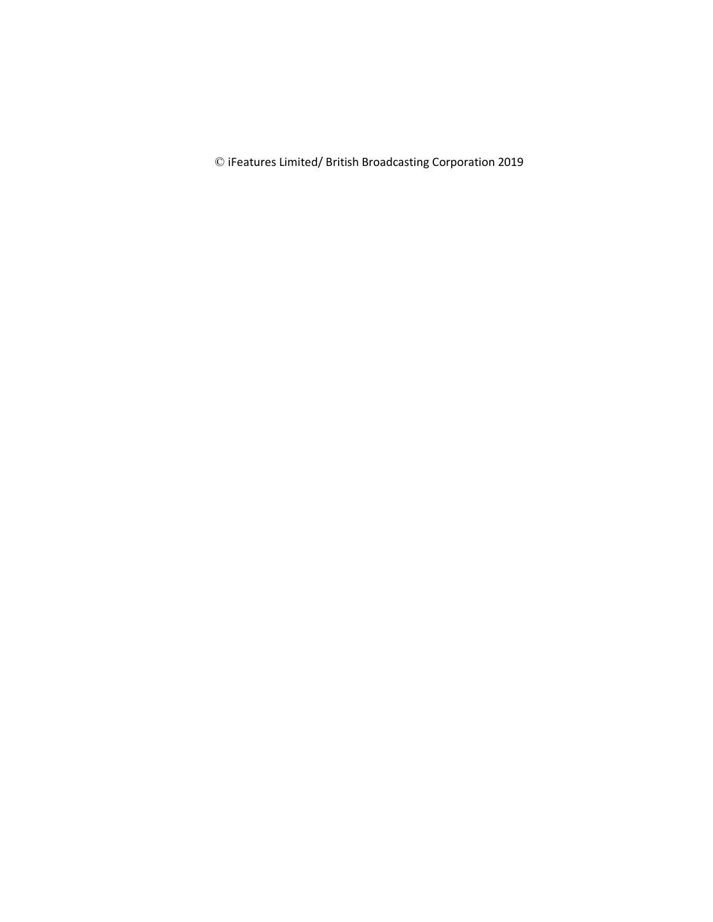© iFeatures Limited/ British Broadcasting Corporation 2019